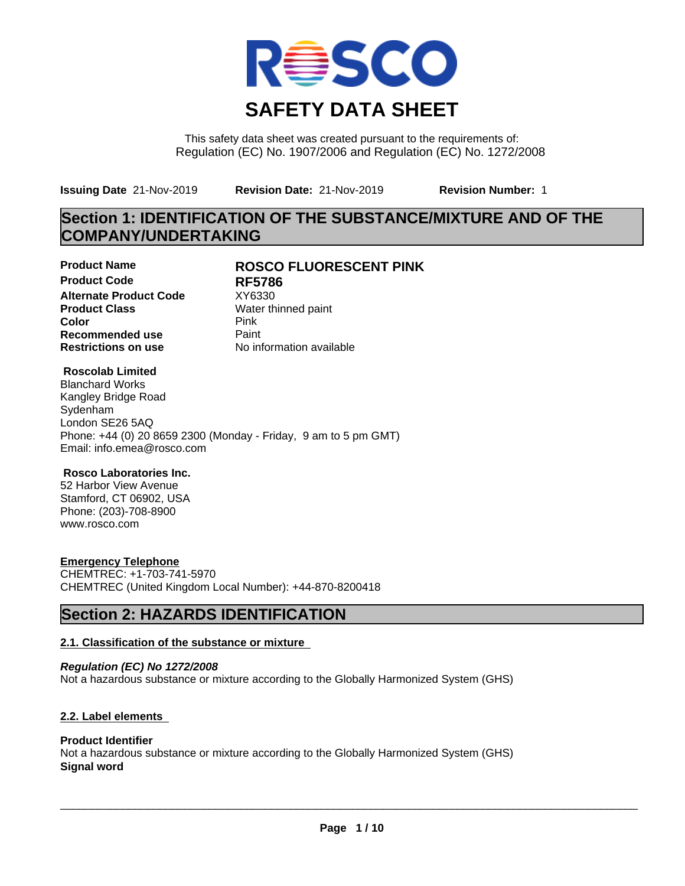# SAFETY DATA SHEET

This safety data sheet was created pursuant to the requirements of:
Regulation (EC) No. 1907/2006 and Regulation (EC) No. 1272/2008

**Issuing Date** 21-Nov-2019 **Revision Date:** 21-Nov-2019 **Revision Number:** 1

## Section 1: IDENTIFICATION OF THE SUBSTANCE/MIXTURE AND OF THE COMPANY/UNDERTAKING

| | |
|---|---|
| **Product Name** | **ROSCO FLUORESCENT PINK** |
| **Product Code** | **RF5786** |
| **Alternate Product Code** | XY6330 |
| **Product Class** | Water thinned paint |
| **Color** | Pink |
| **Recommended use** | Paint |
| **Restrictions on use** | No information available |

**Roscolab Limited**
Blanchard Works
Kangley Bridge Road
Sydenham
London SE26 5AQ
Phone: +44 (0) 20 8659 2300 (Monday - Friday, 9 am to 5 pm GMT)
Email: info.emea@rosco.com

**Rosco Laboratories Inc.**
52 Harbor View Avenue
Stamford, CT 06902, USA
Phone: (203)-708-8900
www.rosco.com

**Emergency Telephone**
CHEMTREC: +1-703-741-5970
CHEMTREC (United Kingdom Local Number): +44-870-8200418

## Section 2: HAZARDS IDENTIFICATION

### 2.1. Classification of the substance or mixture

***Regulation (EC) No 1272/2008***
Not a hazardous substance or mixture according to the Globally Harmonized System (GHS)

### 2.2. Label elements

**Product Identifier**
Not a hazardous substance or mixture according to the Globally Harmonized System (GHS)
**Signal word**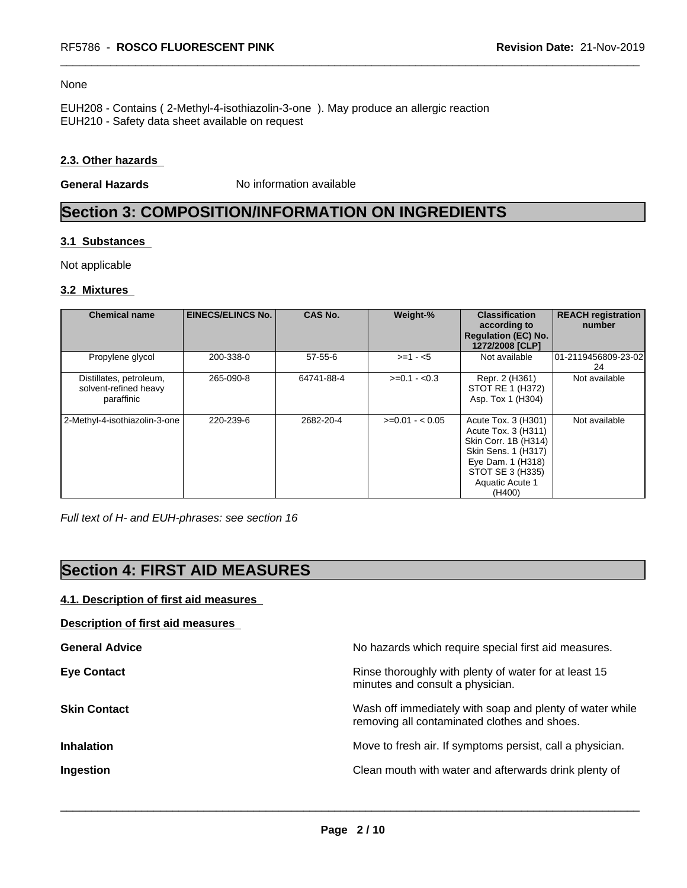None

EUH208 - Contains ( 2-Methyl-4-isothiazolin-3-one ). May produce an allergic reaction
EUH210 - Safety data sheet available on request

### 2.3. Other hazards

**General Hazards** No information available

## Section 3: COMPOSITION/INFORMATION ON INGREDIENTS

### 3.1 Substances

Not applicable

### 3.2 Mixtures

| Chemical name | EINECS/ELINCS No. | CAS No. | Weight-% | Classification according to Regulation (EC) No. 1272/2008 [CLP] | REACH registration number |
|---|---|---|---|---|---|
| Propylene glycol | 200-338-0 | 57-55-6 | >=1 - <5 | Not available | 01-2119456809-23-02 24 |
| Distillates, petroleum, solvent-refined heavy paraffinic | 265-090-8 | 64741-88-4 | >=0.1 - <0.3 | Repr. 2 (H361) STOT RE 1 (H372) Asp. Tox 1 (H304) | Not available |
| 2-Methyl-4-isothiazolin-3-one | 220-239-6 | 2682-20-4 | >=0.01 - < 0.05 | Acute Tox. 3 (H301) Acute Tox. 3 (H311) Skin Corr. 1B (H314) Skin Sens. 1 (H317) Eye Dam. 1 (H318) STOT SE 3 (H335) Aquatic Acute 1 (H400) | Not available |

*Full text of H- and EUH-phrases: see section 16*

## Section 4: FIRST AID MEASURES

### 4.1. Description of first aid measures

**Description of first aid measures**

**General Advice** No hazards which require special first aid measures.

**Eye Contact** Rinse thoroughly with plenty of water for at least 15 minutes and consult a physician.

**Skin Contact** Wash off immediately with soap and plenty of water while removing all contaminated clothes and shoes.

**Inhalation** Move to fresh air. If symptoms persist, call a physician.

**Ingestion** Clean mouth with water and afterwards drink plenty of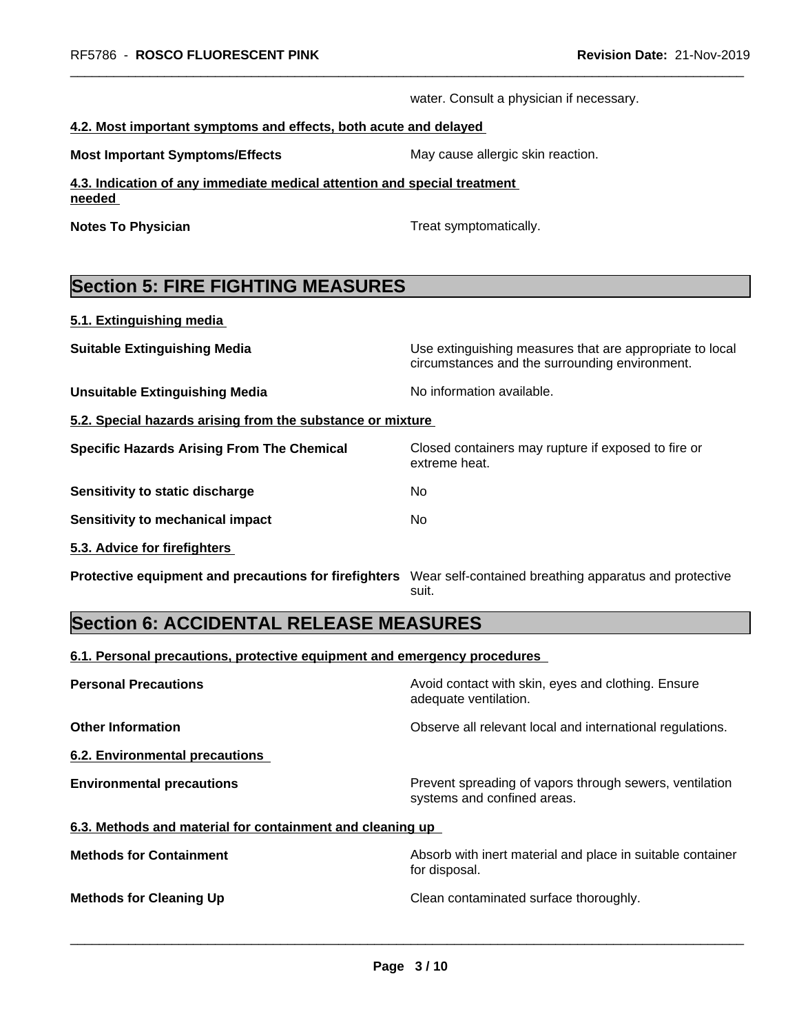water. Consult a physician if necessary.

**4.2. Most important symptoms and effects, both acute and delayed**

| | |
|---|---|
| **Most Important Symptoms/Effects** | May cause allergic skin reaction. |

**4.3. Indication of any immediate medical attention and special treatment needed**

| | |
|---|---|
| **Notes To Physician** | Treat symptomatically. |

## Section 5: FIRE FIGHTING MEASURES

**5.1. Extinguishing media**

| | |
|---|---|
| **Suitable Extinguishing Media** | Use extinguishing measures that are appropriate to local circumstances and the surrounding environment. |
| **Unsuitable Extinguishing Media** | No information available. |

**5.2. Special hazards arising from the substance or mixture**

| | |
|---|---|
| **Specific Hazards Arising From The Chemical** | Closed containers may rupture if exposed to fire or extreme heat. |
| **Sensitivity to static discharge** | No |
| **Sensitivity to mechanical impact** | No |

**5.3. Advice for firefighters**

| | |
|---|---|
| **Protective equipment and precautions for firefighters** | Wear self-contained breathing apparatus and protective suit. |

## Section 6: ACCIDENTAL RELEASE MEASURES

**6.1. Personal precautions, protective equipment and emergency procedures**

| | |
|---|---|
| **Personal Precautions** | Avoid contact with skin, eyes and clothing. Ensure adequate ventilation. |
| **Other Information** | Observe all relevant local and international regulations. |

**6.2. Environmental precautions**

| | |
|---|---|
| **Environmental precautions** | Prevent spreading of vapors through sewers, ventilation systems and confined areas. |

**6.3. Methods and material for containment and cleaning up**

| | |
|---|---|
| **Methods for Containment** | Absorb with inert material and place in suitable container for disposal. |
| **Methods for Cleaning Up** | Clean contaminated surface thoroughly. |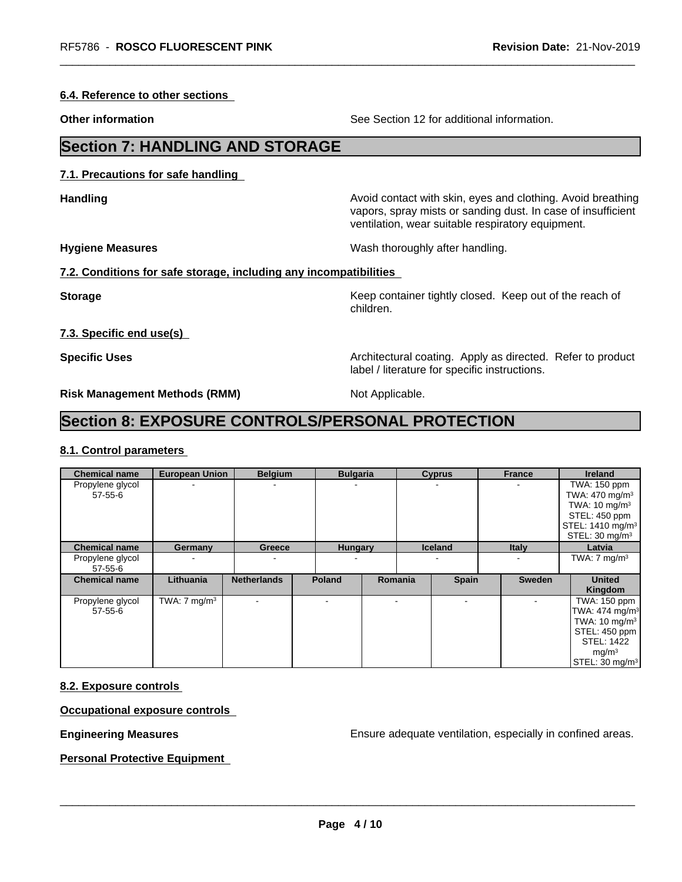#### 6.4. Reference to other sections

**Other information** See Section 12 for additional information.

## Section 7: HANDLING AND STORAGE

#### 7.1. Precautions for safe handling

**Handling** Avoid contact with skin, eyes and clothing. Avoid breathing vapors, spray mists or sanding dust. In case of insufficient ventilation, wear suitable respiratory equipment.

**Hygiene Measures** Wash thoroughly after handling.

#### 7.2. Conditions for safe storage, including any incompatibilities

**Storage** Keep container tightly closed. Keep out of the reach of children.

#### 7.3. Specific end use(s)

**Specific Uses** Architectural coating. Apply as directed. Refer to product label / literature for specific instructions.

**Risk Management Methods (RMM)** Not Applicable.

## Section 8: EXPOSURE CONTROLS/PERSONAL PROTECTION

#### 8.1. Control parameters

| Chemical name | European Union | Belgium | Bulgaria | Cyprus | France | Ireland |
|---|---|---|---|---|---|---|
| Propylene glycol 57-55-6 | - | - | - | - | - | TWA: 150 ppm TWA: 470 mg/m³ TWA: 10 mg/m³ STEL: 450 ppm STEL: 1410 mg/m³ STEL: 30 mg/m³ |

| Chemical name | Germany | Greece | Hungary | Iceland | Italy | Latvia |
|---|---|---|---|---|---|---|
| Propylene glycol 57-55-6 | - | - | - | - | - | TWA: 7 mg/m³ |

| Chemical name | Lithuania | Netherlands | Poland | Romania | Spain | Sweden | United Kingdom |
|---|---|---|---|---|---|---|---|
| Propylene glycol 57-55-6 | TWA: 7 mg/m³ | - | - | - | - | - | TWA: 150 ppm TWA: 474 mg/m³ TWA: 10 mg/m³ STEL: 450 ppm STEL: 1422 mg/m³ STEL: 30 mg/m³ |

#### 8.2. Exposure controls

**Occupational exposure controls**

**Engineering Measures** Ensure adequate ventilation, especially in confined areas.

**Personal Protective Equipment**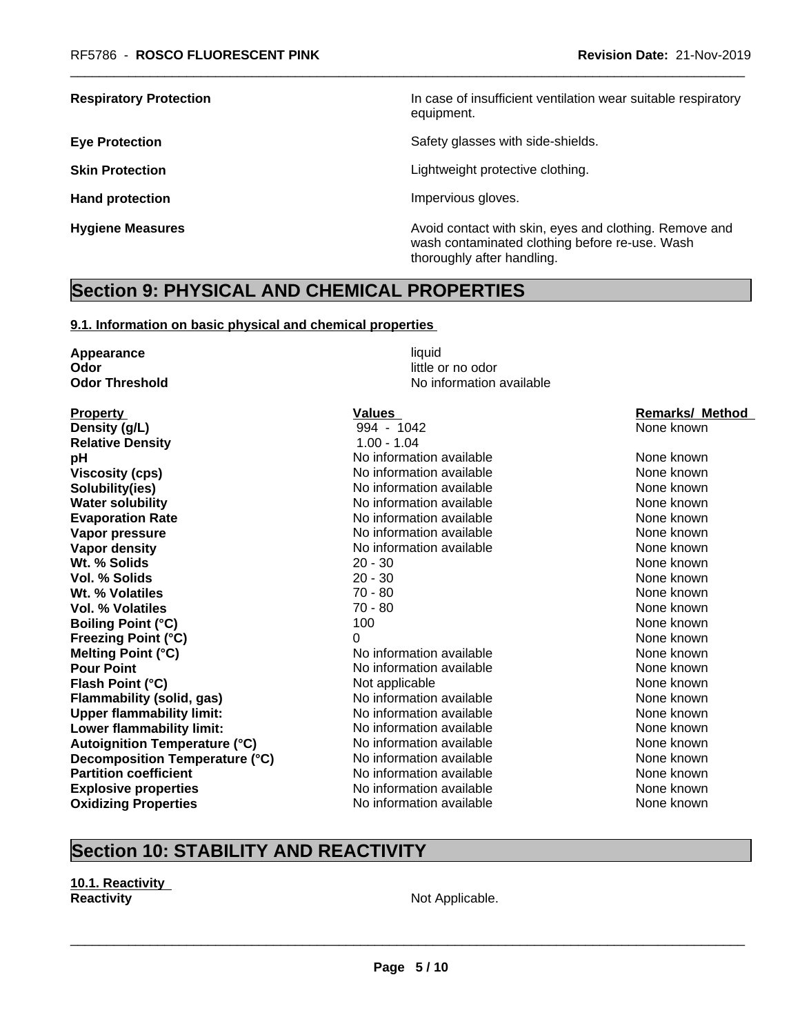| | |
|---|---|
| **Respiratory Protection** | In case of insufficient ventilation wear suitable respiratory equipment. |
| **Eye Protection** | Safety glasses with side-shields. |
| **Skin Protection** | Lightweight protective clothing. |
| **Hand protection** | Impervious gloves. |
| **Hygiene Measures** | Avoid contact with skin, eyes and clothing. Remove and wash contaminated clothing before re-use. Wash thoroughly after handling. |

# Section 9: PHYSICAL AND CHEMICAL PROPERTIES

## 9.1. Information on basic physical and chemical properties

**Appearance** liquid
**Odor** little or no odor
**Odor Threshold** No information available

| Property | Values | Remarks/ Method |
|---|---|---|
| **Density (g/L)** | 994 - 1042 | None known |
| **Relative Density** | 1.00 - 1.04 | |
| **pH** | No information available | None known |
| **Viscosity (cps)** | No information available | None known |
| **Solubility(ies)** | No information available | None known |
| **Water solubility** | No information available | None known |
| **Evaporation Rate** | No information available | None known |
| **Vapor pressure** | No information available | None known |
| **Vapor density** | No information available | None known |
| **Wt. % Solids** | 20 - 30 | None known |
| **Vol. % Solids** | 20 - 30 | None known |
| **Wt. % Volatiles** | 70 - 80 | None known |
| **Vol. % Volatiles** | 70 - 80 | None known |
| **Boiling Point (°C)** | 100 | None known |
| **Freezing Point (°C)** | 0 | None known |
| **Melting Point (°C)** | No information available | None known |
| **Pour Point** | No information available | None known |
| **Flash Point (°C)** | Not applicable | None known |
| **Flammability (solid, gas)** | No information available | None known |
| **Upper flammability limit:** | No information available | None known |
| **Lower flammability limit:** | No information available | None known |
| **Autoignition Temperature (°C)** | No information available | None known |
| **Decomposition Temperature (°C)** | No information available | None known |
| **Partition coefficient** | No information available | None known |
| **Explosive properties** | No information available | None known |
| **Oxidizing Properties** | No information available | None known |

# Section 10: STABILITY AND REACTIVITY

## 10.1. Reactivity

**Reactivity** Not Applicable.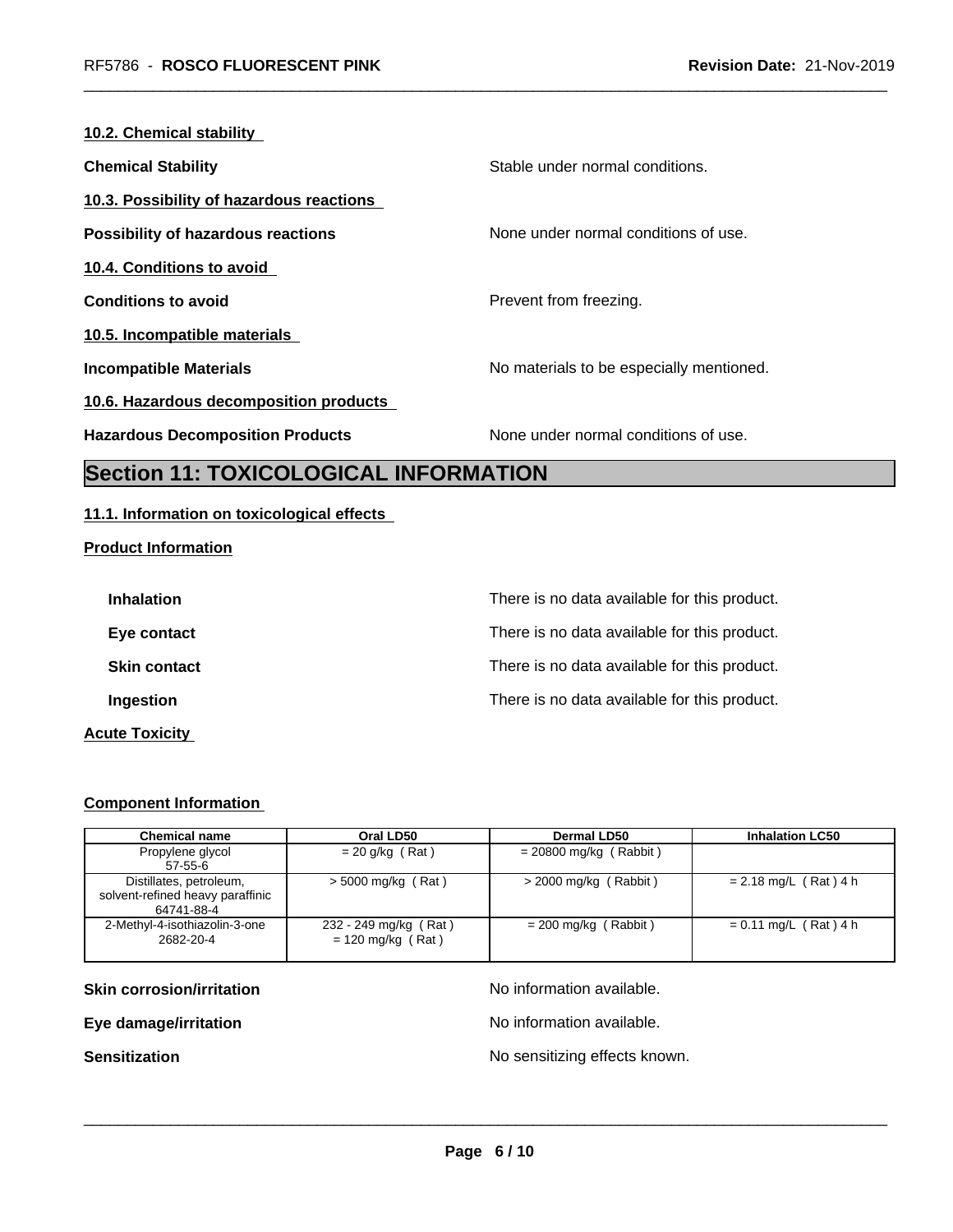**10.2. Chemical stability**

**Chemical Stability** Stable under normal conditions.

**10.3. Possibility of hazardous reactions**

**Possibility of hazardous reactions** None under normal conditions of use.

**10.4. Conditions to avoid**

**Conditions to avoid** Prevent from freezing.

**10.5. Incompatible materials**

**Incompatible Materials** No materials to be especially mentioned.

**10.6. Hazardous decomposition products**

**Hazardous Decomposition Products** None under normal conditions of use.

## Section 11: TOXICOLOGICAL INFORMATION

**11.1. Information on toxicological effects**

**Product Information**

**Inhalation** There is no data available for this product.

**Eye contact** There is no data available for this product.

**Skin contact** There is no data available for this product.

**Ingestion** There is no data available for this product.

**Acute Toxicity**

**Component Information**

| Chemical name | Oral LD50 | Dermal LD50 | Inhalation LC50 |
|---|---|---|---|
| Propylene glycol 57-55-6 | = 20 g/kg ( Rat ) | = 20800 mg/kg ( Rabbit ) | |
| Distillates, petroleum, solvent-refined heavy paraffinic 64741-88-4 | > 5000 mg/kg ( Rat ) | > 2000 mg/kg ( Rabbit ) | = 2.18 mg/L ( Rat ) 4 h |
| 2-Methyl-4-isothiazolin-3-one 2682-20-4 | 232 - 249 mg/kg ( Rat ) = 120 mg/kg ( Rat ) | = 200 mg/kg ( Rabbit ) | = 0.11 mg/L ( Rat ) 4 h |

**Skin corrosion/irritation** No information available.

**Eye damage/irritation** No information available.

**Sensitization** No sensitizing effects known.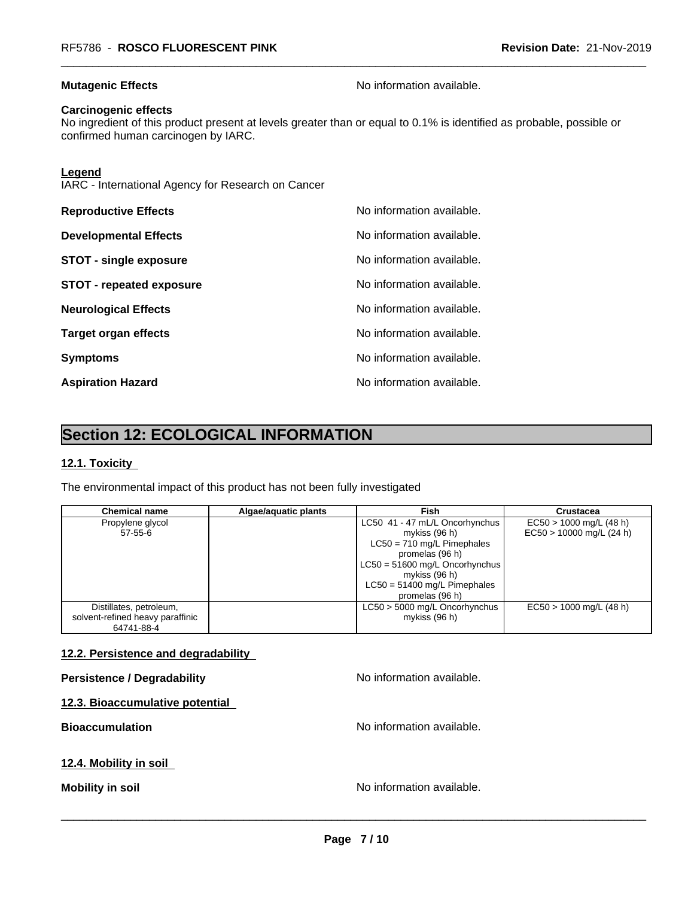**Mutagenic Effects** No information available.

**Carcinogenic effects**
No ingredient of this product present at levels greater than or equal to 0.1% is identified as probable, possible or confirmed human carcinogen by IARC.

**Legend**
IARC - International Agency for Research on Cancer

**Reproductive Effects** No information available.

**Developmental Effects** No information available.

**STOT - single exposure** No information available.

**STOT - repeated exposure** No information available.

**Neurological Effects** No information available.

**Target organ effects** No information available.

**Symptoms** No information available.

**Aspiration Hazard** No information available.

# Section 12: ECOLOGICAL INFORMATION

## 12.1. Toxicity

The environmental impact of this product has not been fully investigated

| Chemical name | Algae/aquatic plants | Fish | Crustacea |
|---|---|---|---|
| Propylene glycol<br>57-55-6 | | LC50 41 - 47 mL/L Oncorhynchus mykiss (96 h)<br>LC50 = 710 mg/L Pimephales promelas (96 h)<br>LC50 = 51600 mg/L Oncorhynchus mykiss (96 h)<br>LC50 = 51400 mg/L Pimephales promelas (96 h) | EC50 > 1000 mg/L (48 h)<br>EC50 > 10000 mg/L (24 h) |
| Distillates, petroleum, solvent-refined heavy paraffinic<br>64741-88-4 | | LC50 > 5000 mg/L Oncorhynchus mykiss (96 h) | EC50 > 1000 mg/L (48 h) |

## 12.2. Persistence and degradability

**Persistence / Degradability** No information available.

## 12.3. Bioaccumulative potential

**Bioaccumulation** No information available.

## 12.4. Mobility in soil

**Mobility in soil** No information available.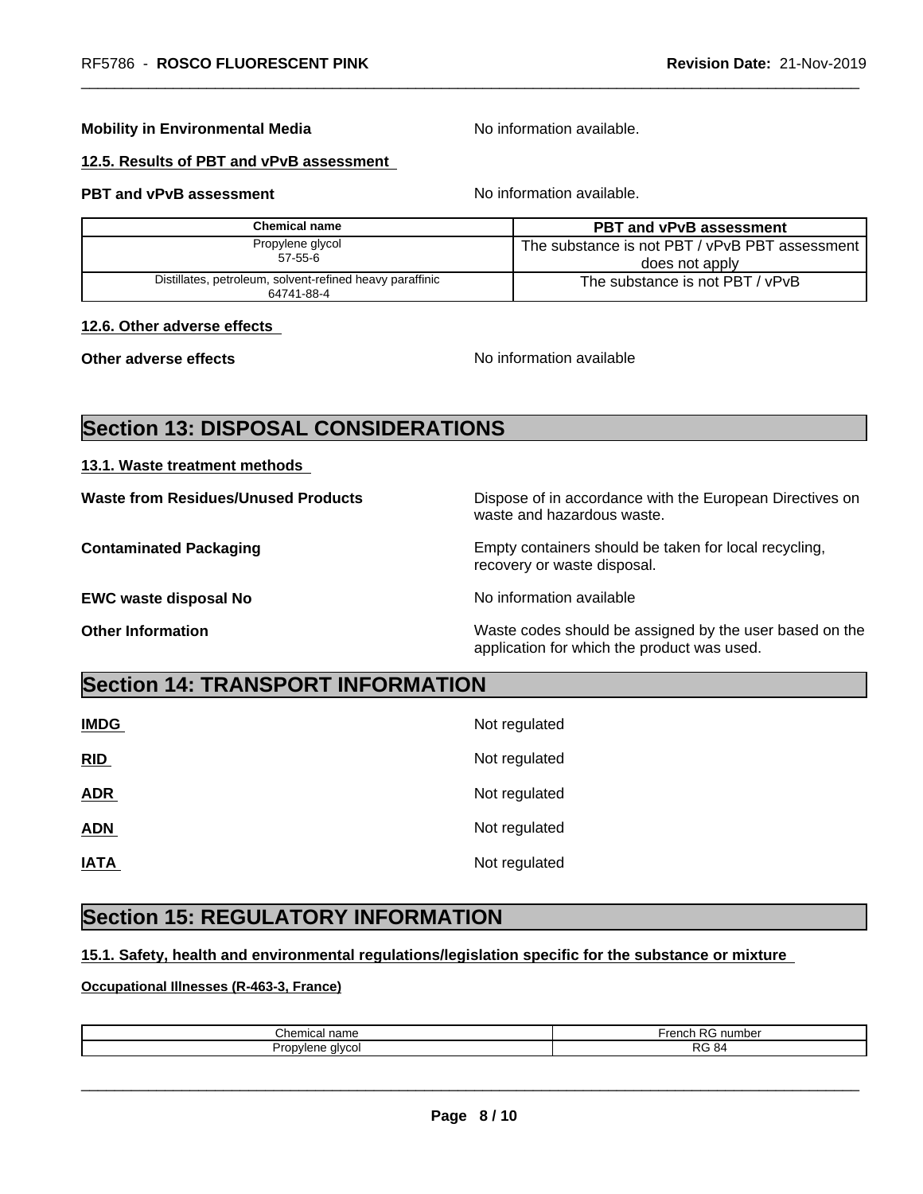**Mobility in Environmental Media** No information available.

**12.5. Results of PBT and vPvB assessment**

**PBT and vPvB assessment** No information available.

| Chemical name | PBT and vPvB assessment |
|---|---|
| Propylene glycol<br>57-55-6 | The substance is not PBT / vPvB PBT assessment does not apply |
| Distillates, petroleum, solvent-refined heavy paraffinic<br>64741-88-4 | The substance is not PBT / vPvB |

**12.6. Other adverse effects**

**Other adverse effects** No information available

## Section 13: DISPOSAL CONSIDERATIONS

**13.1. Waste treatment methods**

**Waste from Residues/Unused Products** Dispose of in accordance with the European Directives on waste and hazardous waste.

**Contaminated Packaging** Empty containers should be taken for local recycling, recovery or waste disposal.

**EWC waste disposal No** No information available

**Other Information** Waste codes should be assigned by the user based on the application for which the product was used.

## Section 14: TRANSPORT INFORMATION

**IMDG** Not regulated

**RID** Not regulated

**ADR** Not regulated

**ADN** Not regulated

**IATA** Not regulated

## Section 15: REGULATORY INFORMATION

**15.1. Safety, health and environmental regulations/legislation specific for the substance or mixture**

**Occupational Illnesses (R-463-3, France)**

| Chemical name | French RG number |
|---|---|
| Propylene glycol | RG 84 |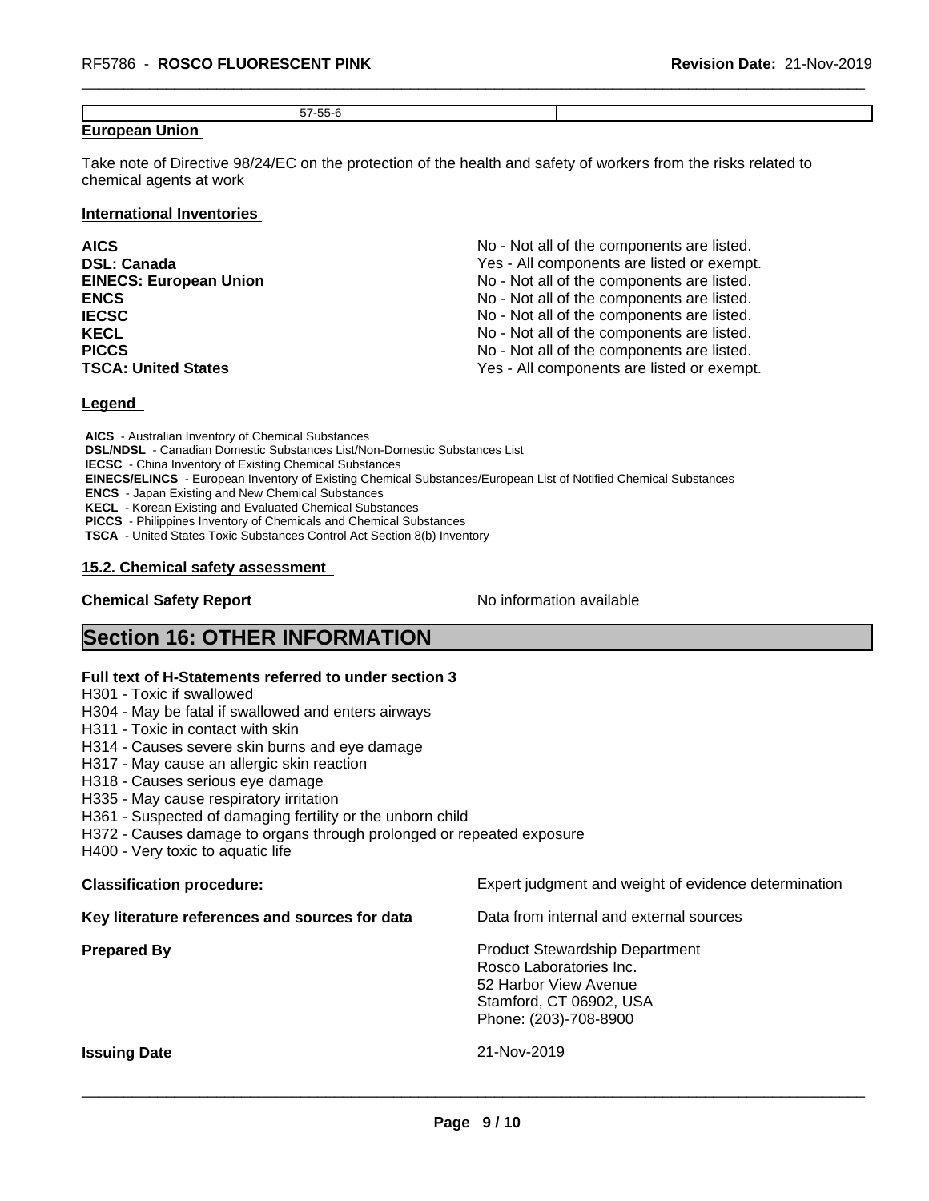| 57-55-6 | |
|---|---|

**European Union**

Take note of Directive 98/24/EC on the protection of the health and safety of workers from the risks related to chemical agents at work

**International Inventories**

| | |
|---|---|
| **AICS** | No - Not all of the components are listed. |
| **DSL: Canada** | Yes - All components are listed or exempt. |
| **EINECS: European Union** | No - Not all of the components are listed. |
| **ENCS** | No - Not all of the components are listed. |
| **IECSC** | No - Not all of the components are listed. |
| **KECL** | No - Not all of the components are listed. |
| **PICCS** | No - Not all of the components are listed. |
| **TSCA: United States** | Yes - All components are listed or exempt. |

**Legend**

**AICS** - Australian Inventory of Chemical Substances
**DSL/NDSL** - Canadian Domestic Substances List/Non-Domestic Substances List
**IECSC** - China Inventory of Existing Chemical Substances
**EINECS/ELINCS** - European Inventory of Existing Chemical Substances/European List of Notified Chemical Substances
**ENCS** - Japan Existing and New Chemical Substances
**KECL** - Korean Existing and Evaluated Chemical Substances
**PICCS** - Philippines Inventory of Chemicals and Chemical Substances
**TSCA** - United States Toxic Substances Control Act Section 8(b) Inventory

**15.2. Chemical safety assessment**

**Chemical Safety Report** No information available

# Section 16: OTHER INFORMATION

**Full text of H-Statements referred to under section 3**

H301 - Toxic if swallowed
H304 - May be fatal if swallowed and enters airways
H311 - Toxic in contact with skin
H314 - Causes severe skin burns and eye damage
H317 - May cause an allergic skin reaction
H318 - Causes serious eye damage
H335 - May cause respiratory irritation
H361 - Suspected of damaging fertility or the unborn child
H372 - Causes damage to organs through prolonged or repeated exposure
H400 - Very toxic to aquatic life

**Classification procedure:** Expert judgment and weight of evidence determination

**Key literature references and sources for data** Data from internal and external sources

**Prepared By**
Product Stewardship Department
Rosco Laboratories Inc.
52 Harbor View Avenue
Stamford, CT 06902, USA
Phone: (203)-708-8900

**Issuing Date** 21-Nov-2019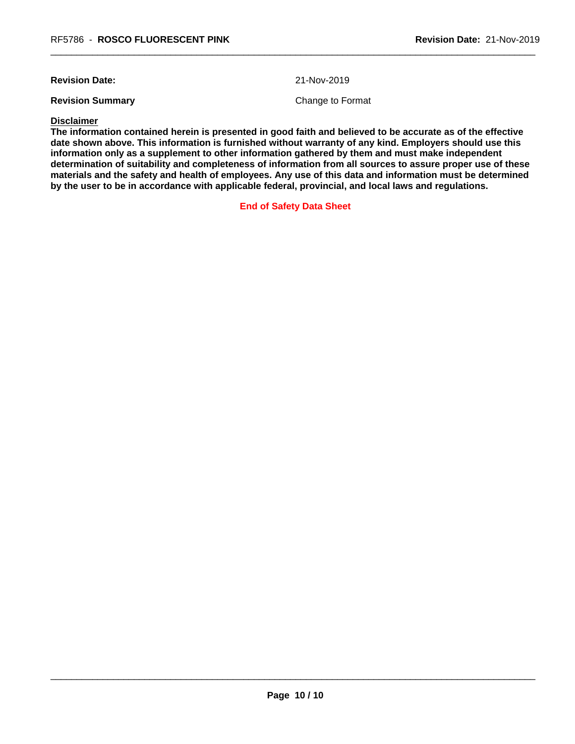**Revision Date:** 21-Nov-2019

**Revision Summary** Change to Format

**Disclaimer**

**The information contained herein is presented in good faith and believed to be accurate as of the effective date shown above. This information is furnished without warranty of any kind. Employers should use this information only as a supplement to other information gathered by them and must make independent determination of suitability and completeness of information from all sources to assure proper use of these materials and the safety and health of employees. Any use of this data and information must be determined by the user to be in accordance with applicable federal, provincial, and local laws and regulations.**

**End of Safety Data Sheet**